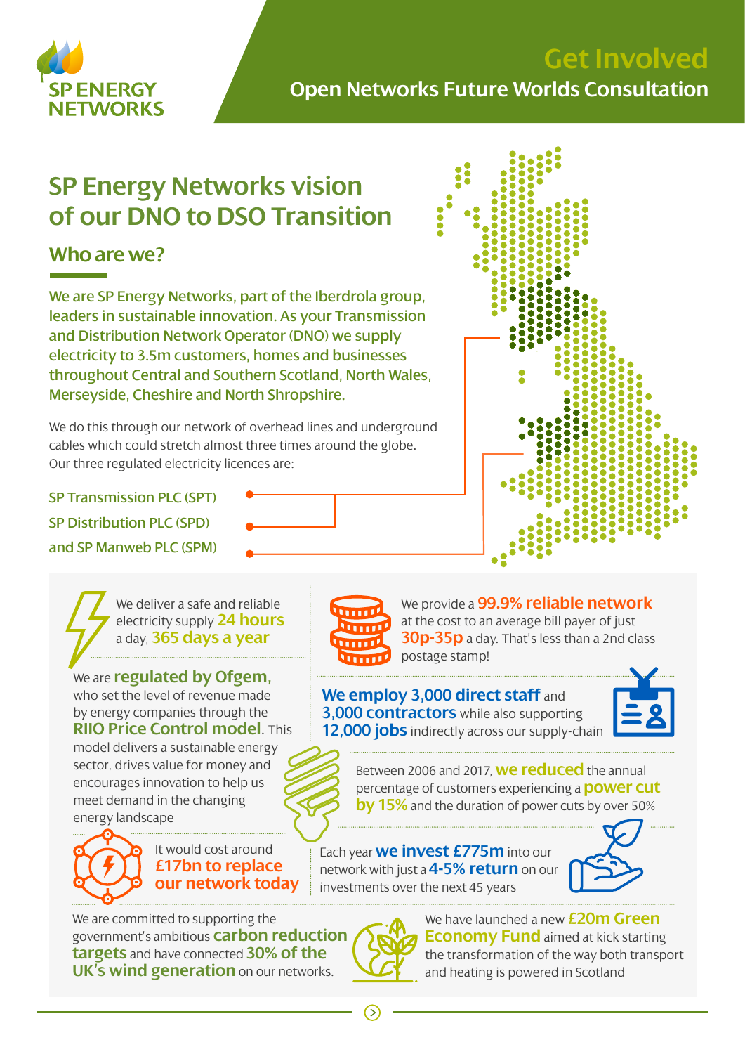SP ENERGY NETWORKS

# Get Involved

## Open Networks Future Worlds Consultation

# SP Energy Networks vision of our DNO to DSO Transition

## Who are we?

We are SP Energy Networks, part of the Iberdrola group, leaders in sustainable innovation. As your Transmission and Distribution Network Operator (DNO) we supply electricity to 3.5m customers, homes and businesses throughout Central and Southern Scotland, North Wales, Merseyside, Cheshire and North Shropshire.

We do this through our network of overhead lines and underground cables which could stretch almost three times around the globe. Our three regulated electricity licences are:

- SP Transmission PLC (SPT)
- SP Distribution PLC (SPD)
- and SP Manweb PLC (SPM)

We deliver a safe and reliable electricity supply **24 hours** a day, **365 days a year**

We provide a **99.9% reliable network** at the cost to an average bill payer of just **30p-35p** a day. That's less than a 2nd class postage stamp!

We are **regulated by Ofgem**, who set the level of revenue made by energy companies through the **RIIO Price Control model**. This model delivers a sustainable energy sector, drives value for money and encourages innovation to help us meet demand in the changing energy landscape

**We employ 3,000 direct staff** and **3,000 contractors** while also supporting **12,000 jobs** indirectly across our supply-chain

Between 2006 and 2017, **we reduced** the annual percentage of customers experiencing a **power cut by 15%** and the duration of power cuts by over 50%

It would cost around **£17bn to replace our network today**

Each year **we invest £775m** into our network with just a **4-5% return** on our investments over the next 45 years

We are committed to supporting the government's ambitious **carbon reduction targets** and have connected **30% of the UK's wind generation** on our networks.

We have launched a new **£20m Green Economy Fund** aimed at kick starting the transformation of the way both transport and heating is powered in Scotland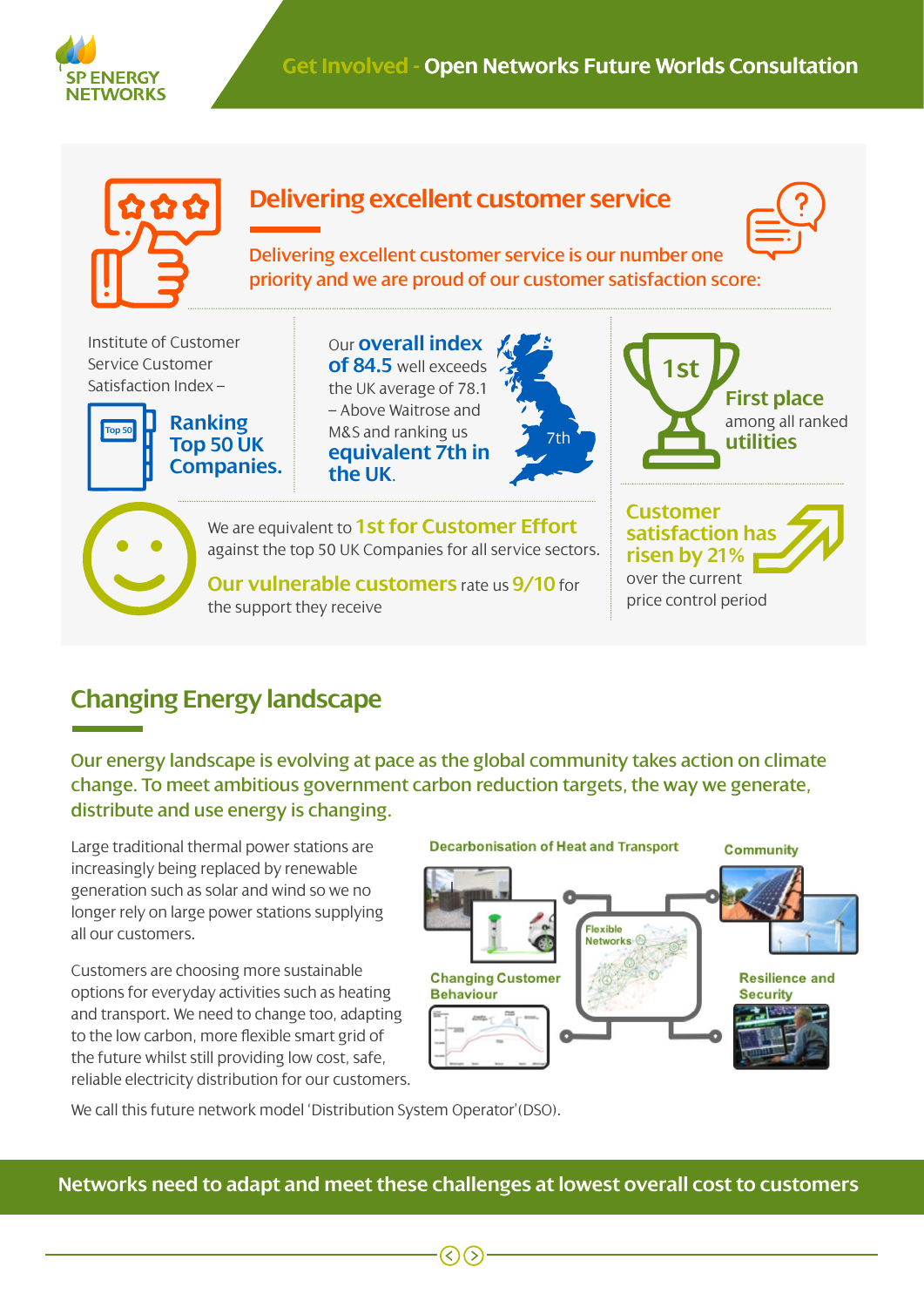# Get Involved - Open Networks Future Worlds Consultation

## Delivering excellent customer service

Delivering excellent customer service is our number one priority and we are proud of our customer satisfaction score:

Institute of Customer Service Customer Satisfaction Index –

**Ranking Top 50 UK Companies.**

Our **overall index of 84.5** well exceeds the UK average of 78.1 – Above Waitrose and M&S and ranking us **equivalent 7th in the UK**.

**1st**

**First place** among all ranked **utilities**

We are equivalent to **1st for Customer Effort** against the top 50 UK Companies for all service sectors.

**Our vulnerable customers** rate us **9/10** for the support they receive

**Customer satisfaction has risen by 21%** over the current price control period

## Changing Energy landscape

Our energy landscape is evolving at pace as the global community takes action on climate change. To meet ambitious government carbon reduction targets, the way we generate, distribute and use energy is changing.

Large traditional thermal power stations are increasingly being replaced by renewable generation such as solar and wind so we no longer rely on large power stations supplying all our customers.

Customers are choosing more sustainable options for everyday activities such as heating and transport. We need to change too, adapting to the low carbon, more flexible smart grid of the future whilst still providing low cost, safe, reliable electricity distribution for our customers.

Decarbonisation of Heat and Transport | Community | Flexible Networks | Changing Customer Behaviour | Resilience and Security

We call this future network model 'Distribution System Operator' (DSO).

**Networks need to adapt and meet these challenges at lowest overall cost to customers**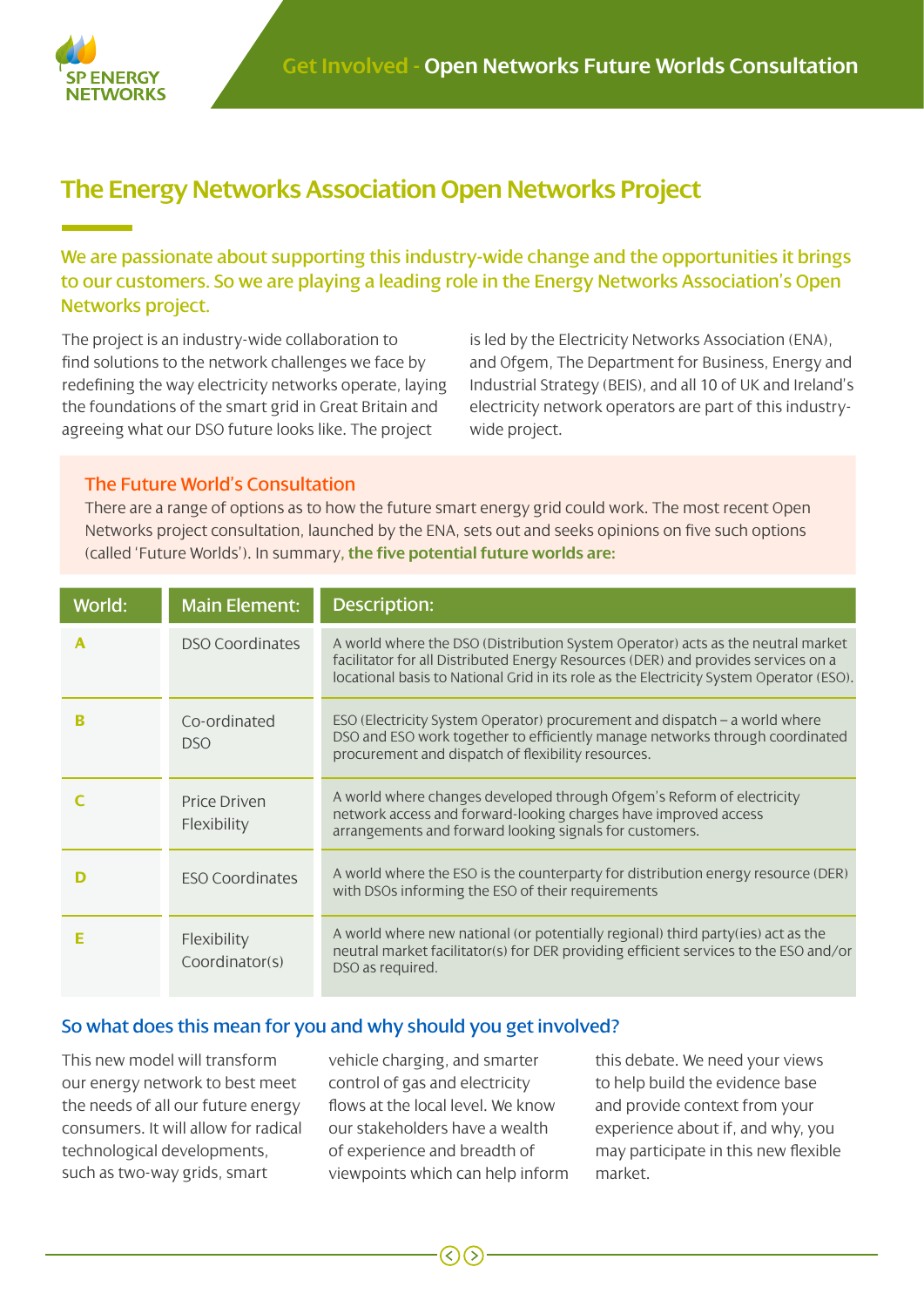# The Energy Networks Association Open Networks Project

**We are passionate about supporting this industry-wide change and the opportunities it brings to our customers. So we are playing a leading role in the Energy Networks Association's Open Networks project.**

The project is an industry-wide collaboration to find solutions to the network challenges we face by redefining the way electricity networks operate, laying the foundations of the smart grid in Great Britain and agreeing what our DSO future looks like. The project is led by the Electricity Networks Association (ENA), and Ofgem, The Department for Business, Energy and Industrial Strategy (BEIS), and all 10 of UK and Ireland's electricity network operators are part of this industry-wide project.

## The Future World's Consultation

There are a range of options as to how the future smart energy grid could work. The most recent Open Networks project consultation, launched by the ENA, sets out and seeks opinions on five such options (called 'Future Worlds'). In summary, **the five potential future worlds are:**

| World: | Main Element: | Description: |
|---|---|---|
| A | DSO Coordinates | A world where the DSO (Distribution System Operator) acts as the neutral market facilitator for all Distributed Energy Resources (DER) and provides services on a locational basis to National Grid in its role as the Electricity System Operator (ESO). |
| B | Co-ordinated DSO | ESO (Electricity System Operator) procurement and dispatch – a world where DSO and ESO work together to efficiently manage networks through coordinated procurement and dispatch of flexibility resources. |
| C | Price Driven Flexibility | A world where changes developed through Ofgem's Reform of electricity network access and forward-looking charges have improved access arrangements and forward looking signals for customers. |
| D | ESO Coordinates | A world where the ESO is the counterparty for distribution energy resource (DER) with DSOs informing the ESO of their requirements |
| E | Flexibility Coordinator(s) | A world where new national (or potentially regional) third party(ies) act as the neutral market facilitator(s) for DER providing efficient services to the ESO and/or DSO as required. |

## So what does this mean for you and why should you get involved?

This new model will transform our energy network to best meet the needs of all our future energy consumers. It will allow for radical technological developments, such as two-way grids, smart vehicle charging, and smarter control of gas and electricity flows at the local level. We know our stakeholders have a wealth of experience and breadth of viewpoints which can help inform this debate. We need your views to help build the evidence base and provide context from your experience about if, and why, you may participate in this new flexible market.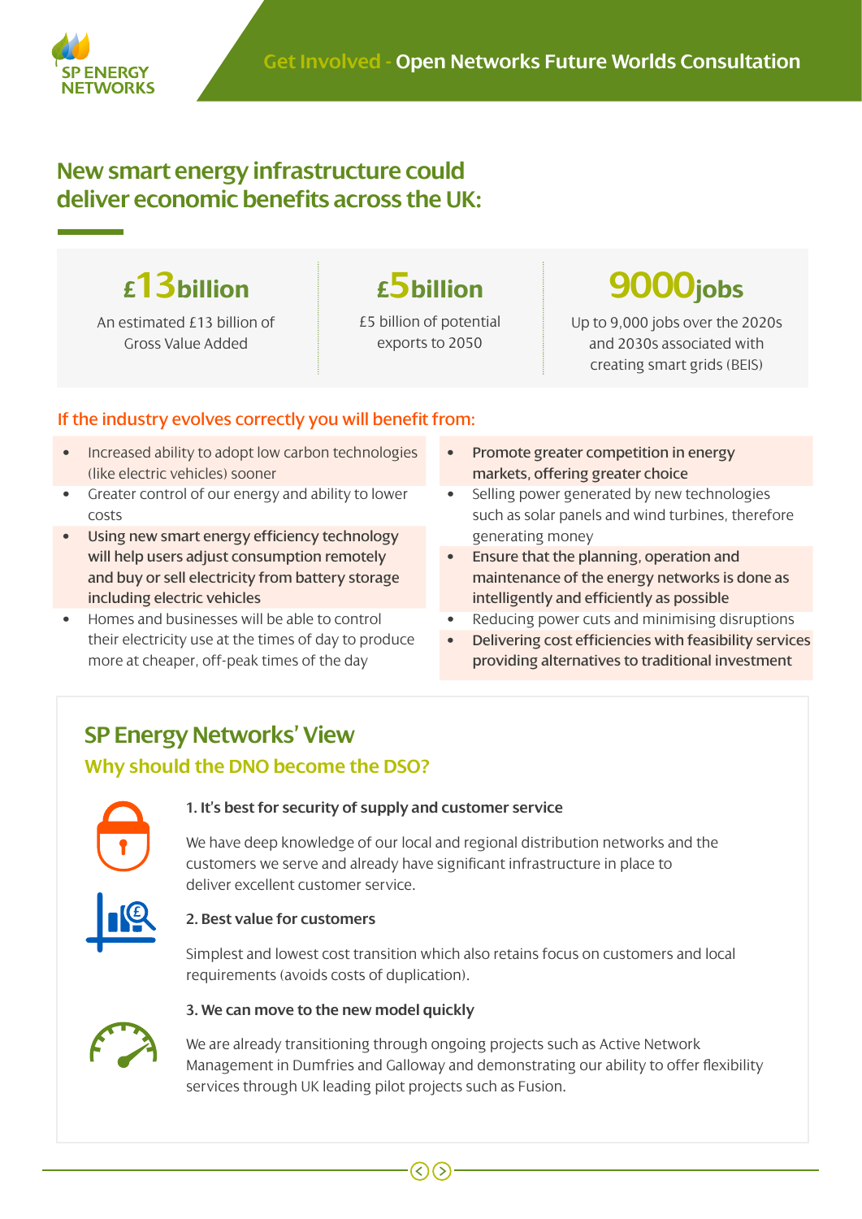Get Involved - Open Networks Future Worlds Consultation

## New smart energy infrastructure could deliver economic benefits across the UK:

**£13billion**

An estimated £13 billion of Gross Value Added

**£5billion**

£5 billion of potential exports to 2050

**9000jobs**

Up to 9,000 jobs over the 2020s and 2030s associated with creating smart grids (BEIS)

### If the industry evolves correctly you will benefit from:

- Increased ability to adopt low carbon technologies (like electric vehicles) sooner
- Greater control of our energy and ability to lower costs
- **Using new smart energy efficiency technology will help users adjust consumption remotely and buy or sell electricity from battery storage including electric vehicles**
- Homes and businesses will be able to control their electricity use at the times of day to produce more at cheaper, off-peak times of the day
- **Promote greater competition in energy markets, offering greater choice**
- Selling power generated by new technologies such as solar panels and wind turbines, therefore generating money
- **Ensure that the planning, operation and maintenance of the energy networks is done as intelligently and efficiently as possible**
- Reducing power cuts and minimising disruptions
- **Delivering cost efficiencies with feasibility services providing alternatives to traditional investment**

## SP Energy Networks' View

### Why should the DNO become the DSO?

**1. It's best for security of supply and customer service**

We have deep knowledge of our local and regional distribution networks and the customers we serve and already have significant infrastructure in place to deliver excellent customer service.

**2. Best value for customers**

Simplest and lowest cost transition which also retains focus on customers and local requirements (avoids costs of duplication).

**3. We can move to the new model quickly**

We are already transitioning through ongoing projects such as Active Network Management in Dumfries and Galloway and demonstrating our ability to offer flexibility services through UK leading pilot projects such as Fusion.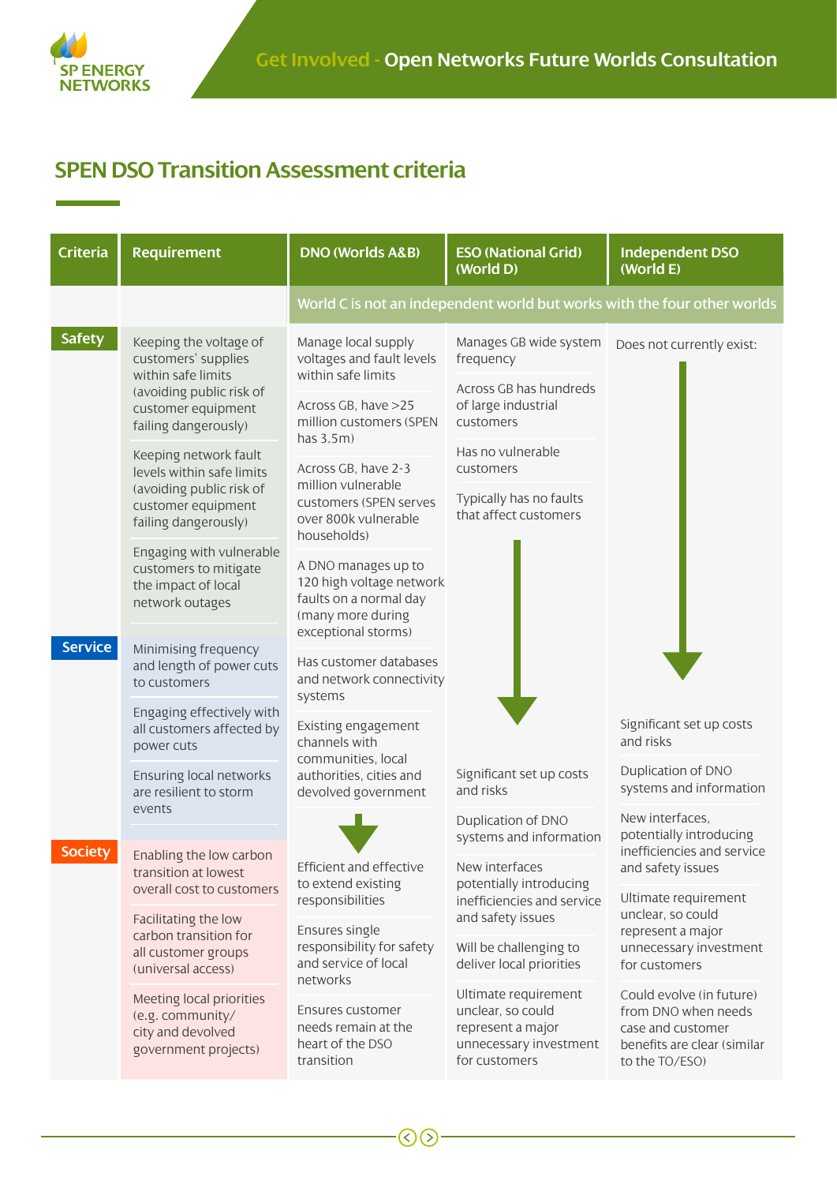## SPEN DSO Transition Assessment criteria

| Criteria | Requirement | DNO (Worlds A&B) | ESO (National Grid) (World D) | Independent DSO (World E) |
|---|---|---|---|---|
| | | World C is not an independent world but works with the four other worlds | | |
| Safety | Keeping the voltage of customers' supplies within safe limits (avoiding public risk of customer equipment failing dangerously) | Manage local supply voltages and fault levels within safe limits | Manages GB wide system frequency | Does not currently exist: |
| | Keeping network fault levels within safe limits (avoiding public risk of customer equipment failing dangerously) | Across GB, have >25 million customers (SPEN has 3.5m) | Across GB has hundreds of large industrial customers | |
| | Engaging with vulnerable customers to mitigate the impact of local network outages | Across GB, have 2-3 million vulnerable customers (SPEN serves over 800k vulnerable households) | Has no vulnerable customers | |
| | | A DNO manages up to 120 high voltage network faults on a normal day (many more during exceptional storms) | Typically has no faults that affect customers | |
| Service | Minimising frequency and length of power cuts to customers | Has customer databases and network connectivity systems | | |
| | Engaging effectively with all customers affected by power cuts | Existing engagement channels with communities, local authorities, cities and devolved government | | Significant set up costs and risks |
| | Ensuring local networks are resilient to storm events | | Significant set up costs and risks | Duplication of DNO systems and information |
| Society | Enabling the low carbon transition at lowest overall cost to customers | Efficient and effective to extend existing responsibilities | Duplication of DNO systems and information | New interfaces, potentially introducing inefficiencies and service and safety issues |
| | Facilitating the low carbon transition for all customer groups (universal access) | Ensures single responsibility for safety and service of local networks | New interfaces potentially introducing inefficiencies and service and safety issues | Ultimate requirement unclear, so could represent a major unnecessary investment for customers |
| | Meeting local priorities (e.g. community/ city and devolved government projects) | Ensures customer needs remain at the heart of the DSO transition | Will be challenging to deliver local priorities | Could evolve (in future) from DNO when needs case and customer benefits are clear (similar to the TO/ESO) |
| | | | Ultimate requirement unclear, so could represent a major unnecessary investment for customers | |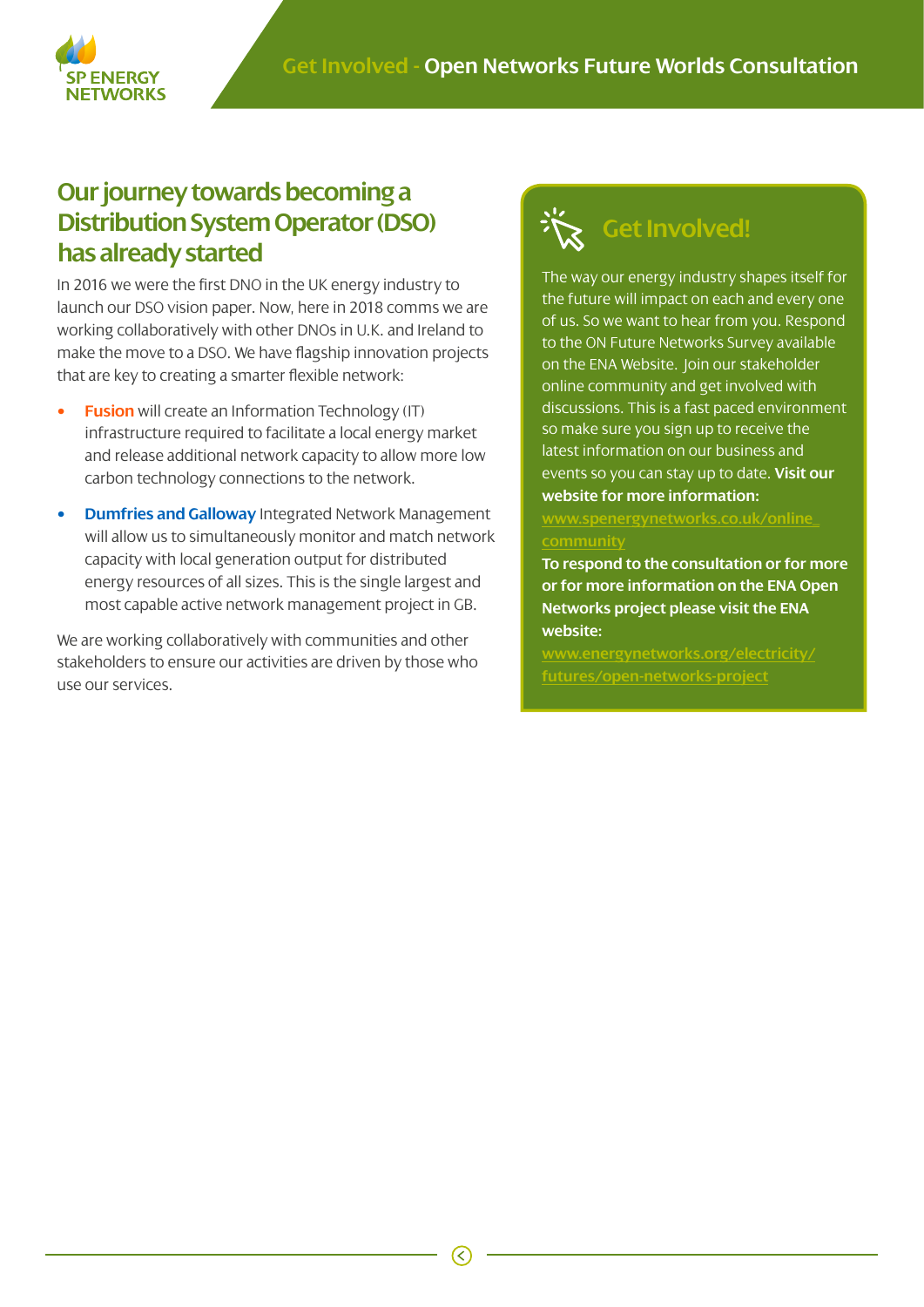# Our journey towards becoming a Distribution System Operator (DSO) has already started

In 2016 we were the first DNO in the UK energy industry to launch our DSO vision paper. Now, here in 2018 comms we are working collaboratively with other DNOs in U.K. and Ireland to make the move to a DSO. We have flagship innovation projects that are key to creating a smarter flexible network:

- **Fusion** will create an Information Technology (IT) infrastructure required to facilitate a local energy market and release additional network capacity to allow more low carbon technology connections to the network.
- **Dumfries and Galloway** Integrated Network Management will allow us to simultaneously monitor and match network capacity with local generation output for distributed energy resources of all sizes. This is the single largest and most capable active network management project in GB.

We are working collaboratively with communities and other stakeholders to ensure our activities are driven by those who use our services.

## Get Involved!

The way our energy industry shapes itself for the future will impact on each and every one of us. So we want to hear from you. Respond to the ON Future Networks Survey available on the ENA Website. Join our stakeholder online community and get involved with discussions. This is a fast paced environment so make sure you sign up to receive the latest information on our business and events so you can stay up to date. **Visit our website for more information:**

www.spenergynetworks.co.uk/online_community

**To respond to the consultation or for more or for more information on the ENA Open Networks project please visit the ENA website:**

www.energynetworks.org/electricity/futures/open-networks-project